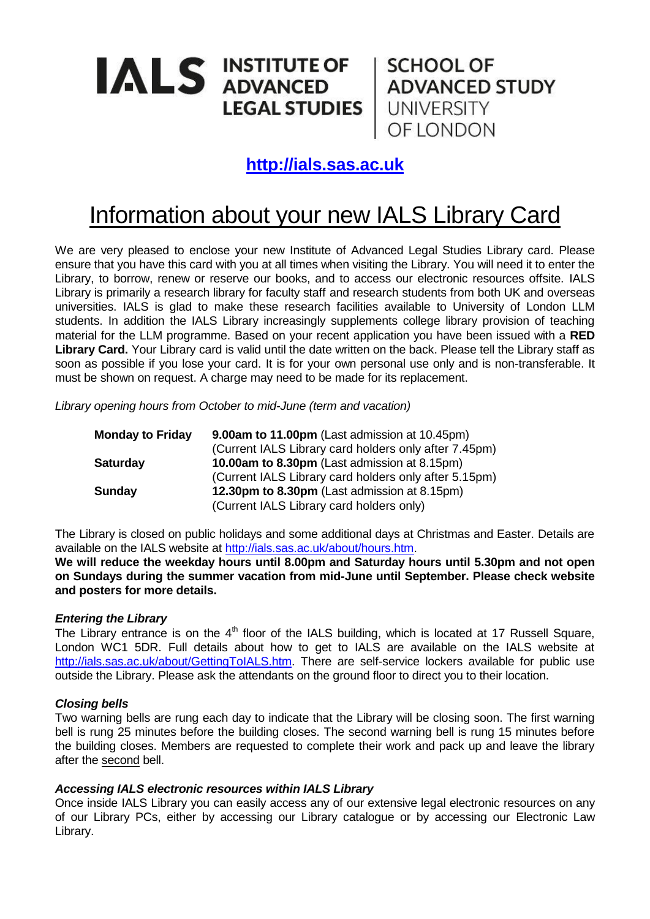**IALS INSTITUTE OF ADVANCED LEGAL STUDIES** | **SCHOOL OF ADVANCED STUDY** UNIVERSITY OF LONDON

**http://ials.sas.ac.uk**

# Information about your new IALS Library Card

We are very pleased to enclose your new Institute of Advanced Legal Studies Library card. Please ensure that you have this card with you at all times when visiting the Library. You will need it to enter the Library, to borrow, renew or reserve our books, and to access our electronic resources offsite. IALS Library is primarily a research library for faculty staff and research students from both UK and overseas universities. IALS is glad to make these research facilities available to University of London LLM students. In addition the IALS Library increasingly supplements college library provision of teaching material for the LLM programme. Based on your recent application you have been issued with a **RED Library Card.** Your Library card is valid until the date written on the back. Please tell the Library staff as soon as possible if you lose your card. It is for your own personal use only and is non-transferable. It must be shown on request. A charge may need to be made for its replacement.

*Library opening hours from October to mid-June (term and vacation)*

| | |
|---|---|
| **Monday to Friday** | **9.00am to 11.00pm** (Last admission at 10.45pm) (Current IALS Library card holders only after 7.45pm) |
| **Saturday** | **10.00am to 8.30pm** (Last admission at 8.15pm) (Current IALS Library card holders only after 5.15pm) |
| **Sunday** | **12.30pm to 8.30pm** (Last admission at 8.15pm) (Current IALS Library card holders only) |

The Library is closed on public holidays and some additional days at Christmas and Easter. Details are available on the IALS website at http://ials.sas.ac.uk/about/hours.htm.

**We will reduce the weekday hours until 8.00pm and Saturday hours until 5.30pm and not open on Sundays during the summer vacation from mid-June until September. Please check website and posters for more details.**

***Entering the Library***

The Library entrance is on the 4th floor of the IALS building, which is located at 17 Russell Square, London WC1 5DR. Full details about how to get to IALS are available on the IALS website at http://ials.sas.ac.uk/about/GettingToIALS.htm. There are self-service lockers available for public use outside the Library. Please ask the attendants on the ground floor to direct you to their location.

***Closing bells***

Two warning bells are rung each day to indicate that the Library will be closing soon. The first warning bell is rung 25 minutes before the building closes. The second warning bell is rung 15 minutes before the building closes. Members are requested to complete their work and pack up and leave the library after the second bell.

***Accessing IALS electronic resources within IALS Library***

Once inside IALS Library you can easily access any of our extensive legal electronic resources on any of our Library PCs, either by accessing our Library catalogue or by accessing our Electronic Law Library.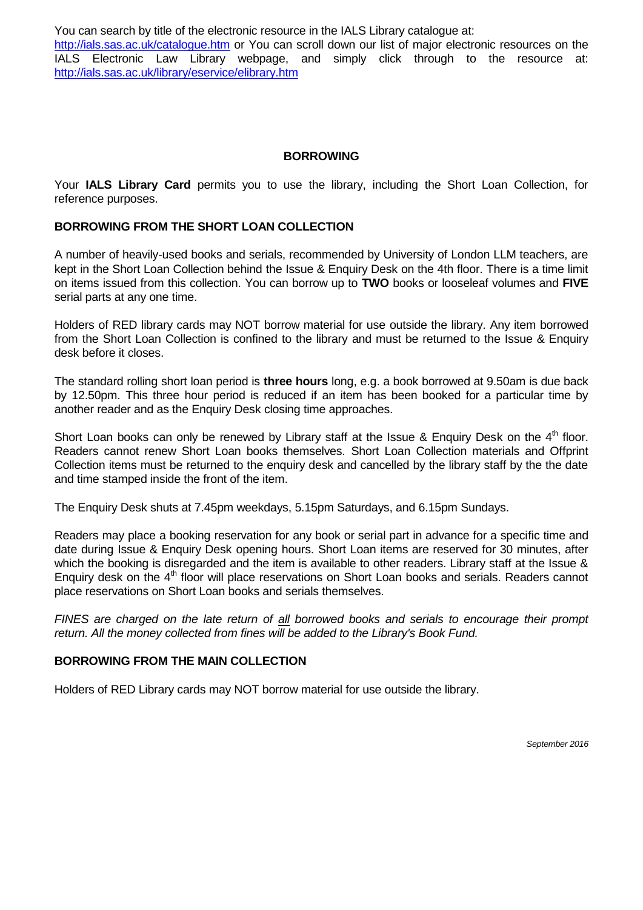You can search by title of the electronic resource in the IALS Library catalogue at: http://ials.sas.ac.uk/catalogue.htm or You can scroll down our list of major electronic resources on the IALS Electronic Law Library webpage, and simply click through to the resource at: http://ials.sas.ac.uk/library/eservice/elibrary.htm

## BORROWING

Your **IALS Library Card** permits you to use the library, including the Short Loan Collection, for reference purposes.

### BORROWING FROM THE SHORT LOAN COLLECTION

A number of heavily-used books and serials, recommended by University of London LLM teachers, are kept in the Short Loan Collection behind the Issue & Enquiry Desk on the 4th floor. There is a time limit on items issued from this collection. You can borrow up to **TWO** books or looseleaf volumes and **FIVE** serial parts at any one time.

Holders of RED library cards may NOT borrow material for use outside the library. Any item borrowed from the Short Loan Collection is confined to the library and must be returned to the Issue & Enquiry desk before it closes.

The standard rolling short loan period is **three hours** long, e.g. a book borrowed at 9.50am is due back by 12.50pm. This three hour period is reduced if an item has been booked for a particular time by another reader and as the Enquiry Desk closing time approaches.

Short Loan books can only be renewed by Library staff at the Issue & Enquiry Desk on the 4th floor. Readers cannot renew Short Loan books themselves. Short Loan Collection materials and Offprint Collection items must be returned to the enquiry desk and cancelled by the library staff by the the date and time stamped inside the front of the item.

The Enquiry Desk shuts at 7.45pm weekdays, 5.15pm Saturdays, and 6.15pm Sundays.

Readers may place a booking reservation for any book or serial part in advance for a specific time and date during Issue & Enquiry Desk opening hours. Short Loan items are reserved for 30 minutes, after which the booking is disregarded and the item is available to other readers. Library staff at the Issue & Enquiry desk on the 4th floor will place reservations on Short Loan books and serials. Readers cannot place reservations on Short Loan books and serials themselves.

*FINES are charged on the late return of all borrowed books and serials to encourage their prompt return. All the money collected from fines will be added to the Library's Book Fund.*

### BORROWING FROM THE MAIN COLLECTION

Holders of RED Library cards may NOT borrow material for use outside the library.

*September 2016*